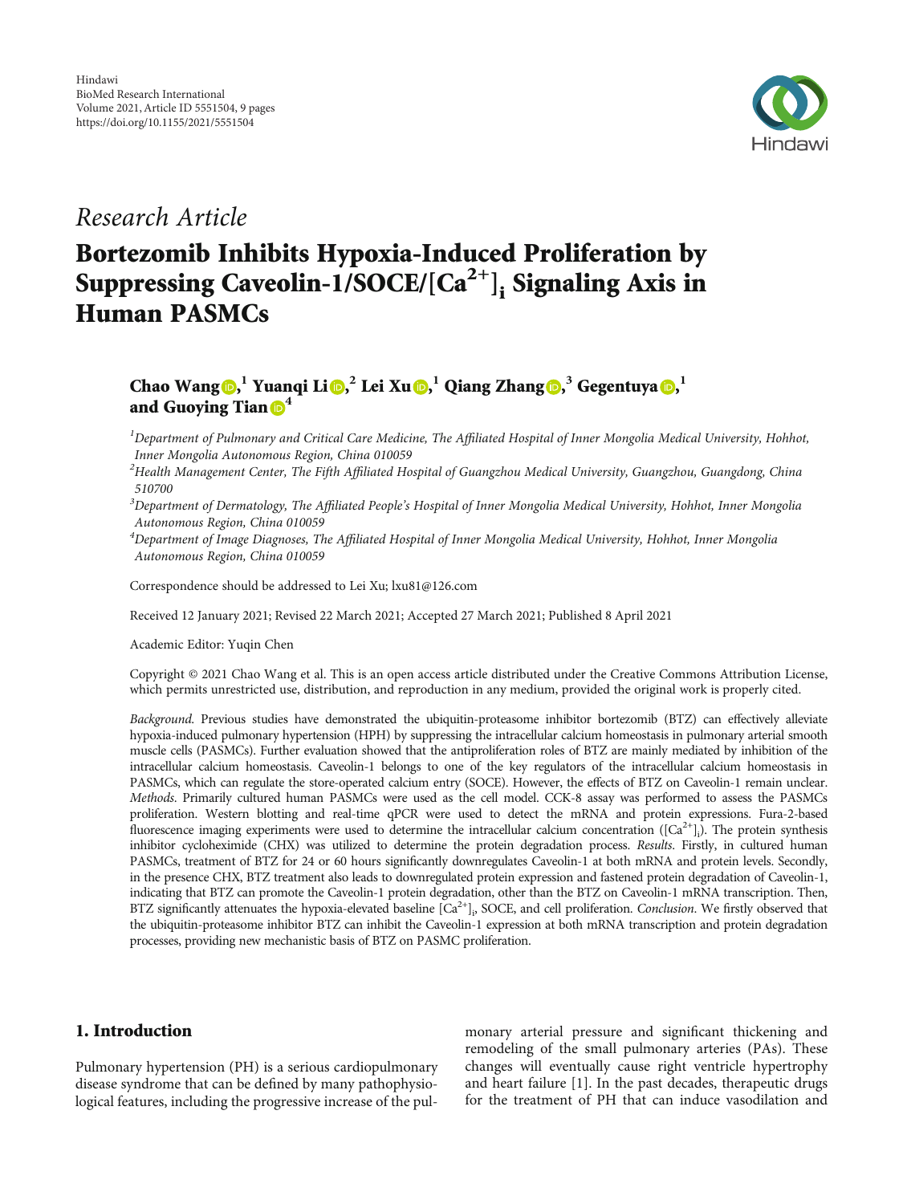Hindawi
BioMed Research International
Volume 2021, Article ID 5551504, 9 pages
https://doi.org/10.1155/2021/5551504

*Research Article*

# Bortezomib Inhibits Hypoxia-Induced Proliferation by Suppressing Caveolin-1/SOCE/$[Ca^{2+}]_i$ Signaling Axis in Human PASMCs

**Chao Wang**,[1] **Yuanqi Li**,[2] **Lei Xu**,[1] **Qiang Zhang**,[3] **Gegentuya**,[1] **and Guoying Tian**[4]

[1]*Department of Pulmonary and Critical Care Medicine, The Affiliated Hospital of Inner Mongolia Medical University, Hohhot, Inner Mongolia Autonomous Region, China 010059*
[2]*Health Management Center, The Fifth Affiliated Hospital of Guangzhou Medical University, Guangzhou, Guangdong, China 510700*
[3]*Department of Dermatology, The Affiliated People's Hospital of Inner Mongolia Medical University, Hohhot, Inner Mongolia Autonomous Region, China 010059*
[4]*Department of Image Diagnoses, The Affiliated Hospital of Inner Mongolia Medical University, Hohhot, Inner Mongolia Autonomous Region, China 010059*

Correspondence should be addressed to Lei Xu; lxu81@126.com

Received 12 January 2021; Revised 22 March 2021; Accepted 27 March 2021; Published 8 April 2021

Academic Editor: Yuqin Chen

Copyright © 2021 Chao Wang et al. This is an open access article distributed under the Creative Commons Attribution License, which permits unrestricted use, distribution, and reproduction in any medium, provided the original work is properly cited.

*Background*. Previous studies have demonstrated the ubiquitin-proteasome inhibitor bortezomib (BTZ) can effectively alleviate hypoxia-induced pulmonary hypertension (HPH) by suppressing the intracellular calcium homeostasis in pulmonary arterial smooth muscle cells (PASMCs). Further evaluation showed that the antiproliferation roles of BTZ are mainly mediated by inhibition of the intracellular calcium homeostasis. Caveolin-1 belongs to one of the key regulators of the intracellular calcium homeostasis in PASMCs, which can regulate the store-operated calcium entry (SOCE). However, the effects of BTZ on Caveolin-1 remain unclear. *Methods*. Primarily cultured human PASMCs were used as the cell model. CCK-8 assay was performed to assess the PASMCs proliferation. Western blotting and real-time qPCR were used to detect the mRNA and protein expressions. Fura-2-based fluorescence imaging experiments were used to determine the intracellular calcium concentration ($[Ca^{2+}]_i$). The protein synthesis inhibitor cycloheximide (CHX) was utilized to determine the protein degradation process. *Results*. Firstly, in cultured human PASMCs, treatment of BTZ for 24 or 60 hours significantly downregulates Caveolin-1 at both mRNA and protein levels. Secondly, in the presence CHX, BTZ treatment also leads to downregulated protein expression and fastened protein degradation of Caveolin-1, indicating that BTZ can promote the Caveolin-1 protein degradation, other than the BTZ on Caveolin-1 mRNA transcription. Then, BTZ significantly attenuates the hypoxia-elevated baseline $[Ca^{2+}]_i$, SOCE, and cell proliferation. *Conclusion*. We firstly observed that the ubiquitin-proteasome inhibitor BTZ can inhibit the Caveolin-1 expression at both mRNA transcription and protein degradation processes, providing new mechanistic basis of BTZ on PASMC proliferation.

## 1. Introduction

Pulmonary hypertension (PH) is a serious cardiopulmonary disease syndrome that can be defined by many pathophysiological features, including the progressive increase of the pulmonary arterial pressure and significant thickening and remodeling of the small pulmonary arteries (PAs). These changes will eventually cause right ventricle hypertrophy and heart failure [1]. In the past decades, therapeutic drugs for the treatment of PH that can induce vasodilation and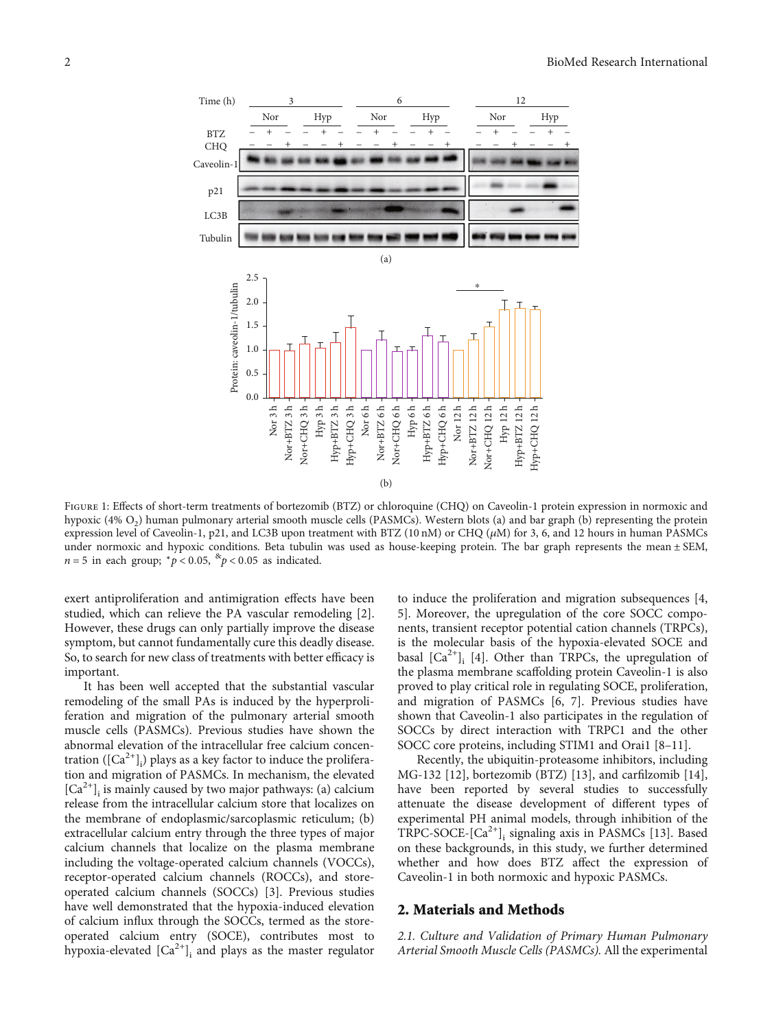Figure 1: Effects of short-term treatments of bortezomib (BTZ) or chloroquine (CHQ) on Caveolin-1 protein expression in normoxic and hypoxic (4% $O_2$) human pulmonary arterial smooth muscle cells (PASMCs). Western blots (a) and bar graph (b) representing the protein expression level of Caveolin-1, p21, and LC3B upon treatment with BTZ (10 nM) or CHQ ($\mu$M) for 3, 6, and 12 hours in human PASMCs under normoxic and hypoxic conditions. Beta tubulin was used as house-keeping protein. The bar graph represents the mean ± SEM, $n = 5$ in each group; $^*p < 0.05$, $^{\&}p < 0.05$ as indicated.

exert antiproliferation and antimigration effects have been studied, which can relieve the PA vascular remodeling [2]. However, these drugs can only partially improve the disease symptom, but cannot fundamentally cure this deadly disease. So, to search for new class of treatments with better efficacy is important.

It has been well accepted that the substantial vascular remodeling of the small PAs is induced by the hyperproliferation and migration of the pulmonary arterial smooth muscle cells (PASMCs). Previous studies have shown the abnormal elevation of the intracellular free calcium concentration ($[Ca^{2+}]_i$) plays as a key factor to induce the proliferation and migration of PASMCs. In mechanism, the elevated $[Ca^{2+}]_i$ is mainly caused by two major pathways: (a) calcium release from the intracellular calcium store that localizes on the membrane of endoplasmic/sarcoplasmic reticulum; (b) extracellular calcium entry through the three types of major calcium channels that localize on the plasma membrane including the voltage-operated calcium channels (VOCCs), receptor-operated calcium channels (ROCCs), and store-operated calcium channels (SOCCs) [3]. Previous studies have well demonstrated that the hypoxia-induced elevation of calcium influx through the SOCCs, termed as the store-operated calcium entry (SOCE), contributes most to hypoxia-elevated $[Ca^{2+}]_i$ and plays as the master regulator to induce the proliferation and migration subsequences [4, 5]. Moreover, the upregulation of the core SOCC components, transient receptor potential cation channels (TRPCs), is the molecular basis of the hypoxia-elevated SOCE and basal $[Ca^{2+}]_i$ [4]. Other than TRPCs, the upregulation of the plasma membrane scaffolding protein Caveolin-1 is also proved to play critical role in regulating SOCE, proliferation, and migration of PASMCs [6, 7]. Previous studies have shown that Caveolin-1 also participates in the regulation of SOCCs by direct interaction with TRPC1 and the other SOCC core proteins, including STIM1 and Orai1 [8–11].

Recently, the ubiquitin-proteasome inhibitors, including MG-132 [12], bortezomib (BTZ) [13], and carfilzomib [14], have been reported by several studies to successfully attenuate the disease development of different types of experimental PH animal models, through inhibition of the TRPC-SOCE-$[Ca^{2+}]_i$ signaling axis in PASMCs [13]. Based on these backgrounds, in this study, we further determined whether and how does BTZ affect the expression of Caveolin-1 in both normoxic and hypoxic PASMCs.

## 2. Materials and Methods

*2.1. Culture and Validation of Primary Human Pulmonary Arterial Smooth Muscle Cells (PASMCs).* All the experimental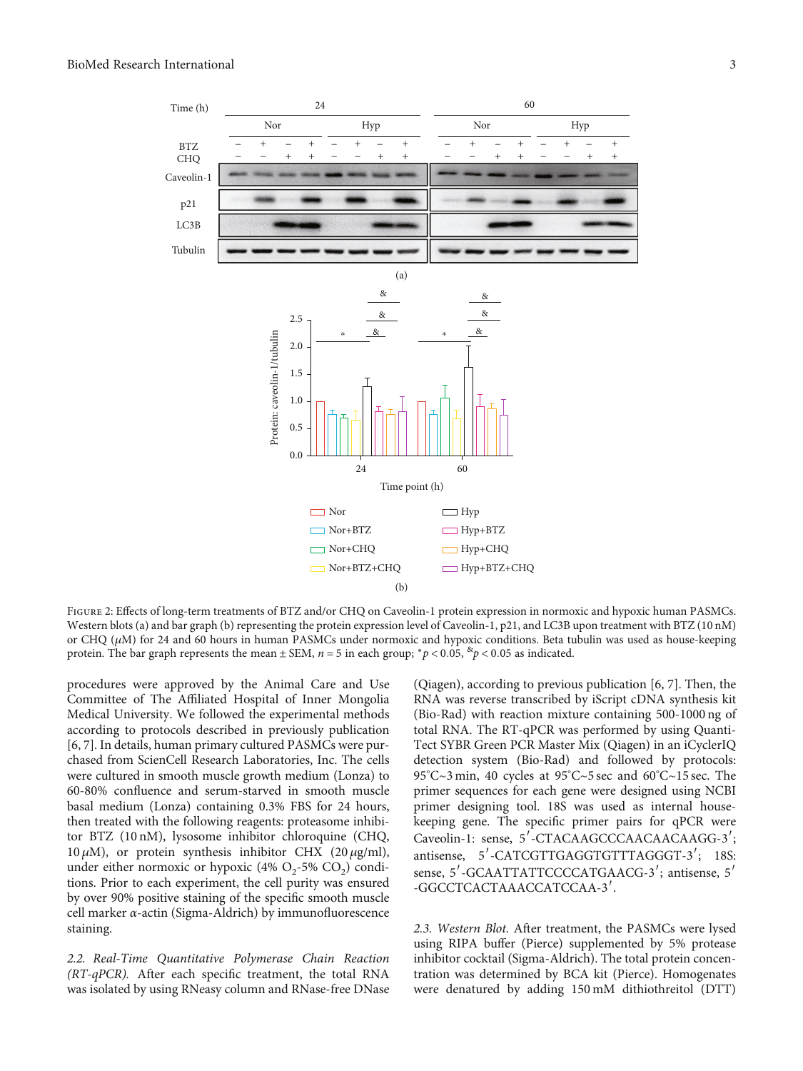Figure 2: Effects of long-term treatments of BTZ and/or CHQ on Caveolin-1 protein expression in normoxic and hypoxic human PASMCs. Western blots (a) and bar graph (b) representing the protein expression level of Caveolin-1, p21, and LC3B upon treatment with BTZ (10 nM) or CHQ ($\mu$M) for 24 and 60 hours in human PASMCs under normoxic and hypoxic conditions. Beta tubulin was used as house-keeping protein. The bar graph represents the mean ± SEM, $n = 5$ in each group; $^{*}p < 0.05$, $^{\&}p < 0.05$ as indicated.

procedures were approved by the Animal Care and Use Committee of The Affiliated Hospital of Inner Mongolia Medical University. We followed the experimental methods according to protocols described in previously publication [6, 7]. In details, human primary cultured PASMCs were purchased from ScienCell Research Laboratories, Inc. The cells were cultured in smooth muscle growth medium (Lonza) to 60-80% confluence and serum-starved in smooth muscle basal medium (Lonza) containing 0.3% FBS for 24 hours, then treated with the following reagents: proteasome inhibitor BTZ (10 nM), lysosome inhibitor chloroquine (CHQ, 10 $\mu$M), or protein synthesis inhibitor CHX (20 $\mu$g/ml), under either normoxic or hypoxic (4% $O_2$-5% $CO_2$) conditions. Prior to each experiment, the cell purity was ensured by over 90% positive staining of the specific smooth muscle cell marker $\alpha$-actin (Sigma-Aldrich) by immunofluorescence staining.

*2.2. Real-Time Quantitative Polymerase Chain Reaction (RT-qPCR).* After each specific treatment, the total RNA was isolated by using RNeasy column and RNase-free DNase (Qiagen), according to previous publication [6, 7]. Then, the RNA was reverse transcribed by iScript cDNA synthesis kit (Bio-Rad) with reaction mixture containing 500-1000 ng of total RNA. The RT-qPCR was performed by using QuantiTect SYBR Green PCR Master Mix (Qiagen) in an iCyclerIQ detection system (Bio-Rad) and followed by protocols: 95°C~3 min, 40 cycles at 95°C~5 sec and 60°C~15 sec. The primer sequences for each gene were designed using NCBI primer designing tool. 18S was used as internal housekeeping gene. The specific primer pairs for qPCR were Caveolin-1: sense, 5′-CTACAAGCCCAACAACAAGG-3′; antisense, 5′-CATCGTTGAGGTGTTTAGGGT-3′; 18S: sense, 5′-GCAATTATTCCCCATGAACG-3′; antisense, 5′-GGCCTCACTAAACCATCCAA-3′.

*2.3. Western Blot.* After treatment, the PASMCs were lysed using RIPA buffer (Pierce) supplemented by 5% protease inhibitor cocktail (Sigma-Aldrich). The total protein concentration was determined by BCA kit (Pierce). Homogenates were denatured by adding 150 mM dithiothreitol (DTT)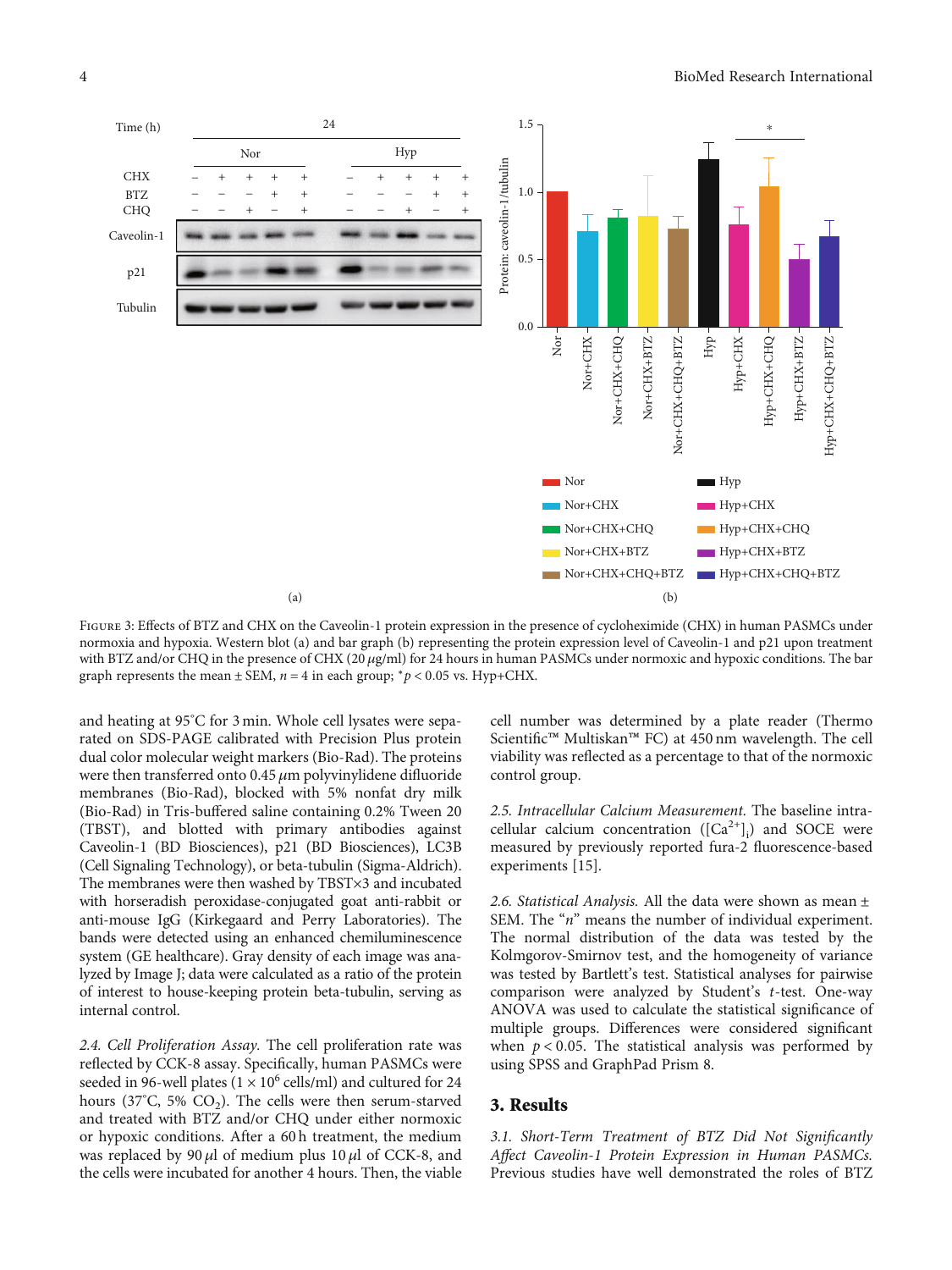Figure 3: Effects of BTZ and CHX on the Caveolin-1 protein expression in the presence of cycloheximide (CHX) in human PASMCs under normoxia and hypoxia. Western blot (a) and bar graph (b) representing the protein expression level of Caveolin-1 and p21 upon treatment with BTZ and/or CHQ in the presence of CHX (20 $\mu$g/ml) for 24 hours in human PASMCs under normoxic and hypoxic conditions. The bar graph represents the mean ± SEM, $n = 4$ in each group; $^*p < 0.05$ vs. Hyp+CHX.

and heating at 95°C for 3 min. Whole cell lysates were separated on SDS-PAGE calibrated with Precision Plus protein dual color molecular weight markers (Bio-Rad). The proteins were then transferred onto 0.45 $\mu$m polyvinylidene difluoride membranes (Bio-Rad), blocked with 5% nonfat dry milk (Bio-Rad) in Tris-buffered saline containing 0.2% Tween 20 (TBST), and blotted with primary antibodies against Caveolin-1 (BD Biosciences), p21 (BD Biosciences), LC3B (Cell Signaling Technology), or beta-tubulin (Sigma-Aldrich). The membranes were then washed by TBST×3 and incubated with horseradish peroxidase-conjugated goat anti-rabbit or anti-mouse IgG (Kirkegaard and Perry Laboratories). The bands were detected using an enhanced chemiluminescence system (GE healthcare). Gray density of each image was analyzed by Image J; data were calculated as a ratio of the protein of interest to house-keeping protein beta-tubulin, serving as internal control.

*2.4. Cell Proliferation Assay.* The cell proliferation rate was reflected by CCK-8 assay. Specifically, human PASMCs were seeded in 96-well plates ($1 \times 10^6$ cells/ml) and cultured for 24 hours (37°C, 5% $CO_2$). The cells were then serum-starved and treated with BTZ and/or CHQ under either normoxic or hypoxic conditions. After a 60 h treatment, the medium was replaced by 90 $\mu$l of medium plus 10 $\mu$l of CCK-8, and the cells were incubated for another 4 hours. Then, the viable cell number was determined by a plate reader (Thermo Scientific™ Multiskan™ FC) at 450 nm wavelength. The cell viability was reflected as a percentage to that of the normoxic control group.

*2.5. Intracellular Calcium Measurement.* The baseline intracellular calcium concentration ($[Ca^{2+}]_i$) and SOCE were measured by previously reported fura-2 fluorescence-based experiments [15].

*2.6. Statistical Analysis.* All the data were shown as mean ± SEM. The "$n$" means the number of individual experiment. The normal distribution of the data was tested by the Kolmgorov-Smirnov test, and the homogeneity of variance was tested by Bartlett's test. Statistical analyses for pairwise comparison were analyzed by Student's $t$-test. One-way ANOVA was used to calculate the statistical significance of multiple groups. Differences were considered significant when $p < 0.05$. The statistical analysis was performed by using SPSS and GraphPad Prism 8.

## 3. Results

*3.1. Short-Term Treatment of BTZ Did Not Significantly Affect Caveolin-1 Protein Expression in Human PASMCs.* Previous studies have well demonstrated the roles of BTZ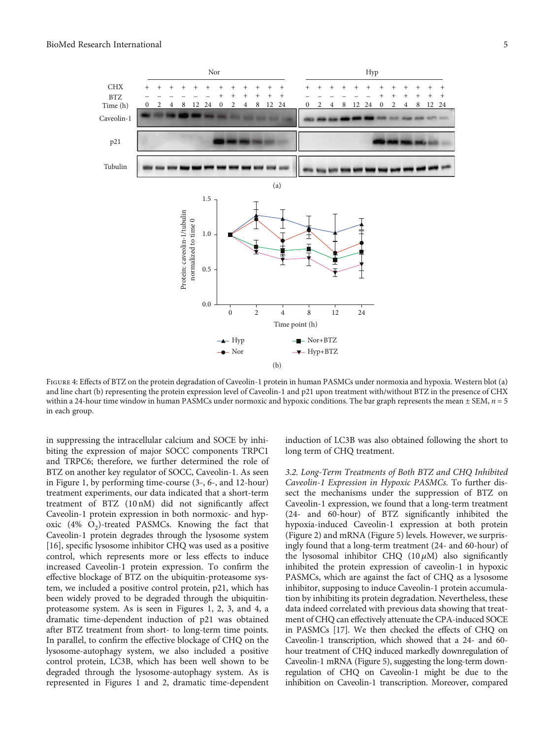Figure 4: Effects of BTZ on the protein degradation of Caveolin-1 protein in human PASMCs under normoxia and hypoxia. Western blot (a) and line chart (b) representing the protein expression level of Caveolin-1 and p21 upon treatment with/without BTZ in the presence of CHX within a 24-hour time window in human PASMCs under normoxic and hypoxic conditions. The bar graph represents the mean ± SEM, $n = 5$ in each group.

in suppressing the intracellular calcium and SOCE by inhibiting the expression of major SOCC components TRPC1 and TRPC6; therefore, we further determined the role of BTZ on another key regulator of SOCC, Caveolin-1. As seen in Figure 1, by performing time-course (3-, 6-, and 12-hour) treatment experiments, our data indicated that a short-term treatment of BTZ (10 nM) did not significantly affect Caveolin-1 protein expression in both normoxic- and hypoxic (4% $O_2$)-treated PASMCs. Knowing the fact that Caveolin-1 protein degrades through the lysosome system [16], specific lysosome inhibitor CHQ was used as a positive control, which represents more or less effects to induce increased Caveolin-1 protein expression. To confirm the effective blockage of BTZ on the ubiquitin-proteasome system, we included a positive control protein, p21, which has been widely proved to be degraded through the ubiquitin-proteasome system. As is seen in Figures 1, 2, 3, and 4, a dramatic time-dependent induction of p21 was obtained after BTZ treatment from short- to long-term time points. In parallel, to confirm the effective blockage of CHQ on the lysosome-autophagy system, we also included a positive control protein, LC3B, which has been well shown to be degraded through the lysosome-autophagy system. As is represented in Figures 1 and 2, dramatic time-dependent induction of LC3B was also obtained following the short to long term of CHQ treatment.

*3.2. Long-Term Treatments of Both BTZ and CHQ Inhibited Caveolin-1 Expression in Hypoxic PASMCs.* To further dissect the mechanisms under the suppression of BTZ on Caveolin-1 expression, we found that a long-term treatment (24- and 60-hour) of BTZ significantly inhibited the hypoxia-induced Caveolin-1 expression at both protein (Figure 2) and mRNA (Figure 5) levels. However, we surprisingly found that a long-term treatment (24- and 60-hour) of the lysosomal inhibitor CHQ (10 $\mu$M) also significantly inhibited the protein expression of caveolin-1 in hypoxic PASMCs, which are against the fact of CHQ as a lysosome inhibitor, supposing to induce Caveolin-1 protein accumulation by inhibiting its protein degradation. Nevertheless, these data indeed correlated with previous data showing that treatment of CHQ can effectively attenuate the CPA-induced SOCE in PASMCs [17]. We then checked the effects of CHQ on Caveolin-1 transcription, which showed that a 24- and 60-hour treatment of CHQ induced markedly downregulation of Caveolin-1 mRNA (Figure 5), suggesting the long-term downregulation of CHQ on Caveolin-1 might be due to the inhibition on Caveolin-1 transcription. Moreover, compared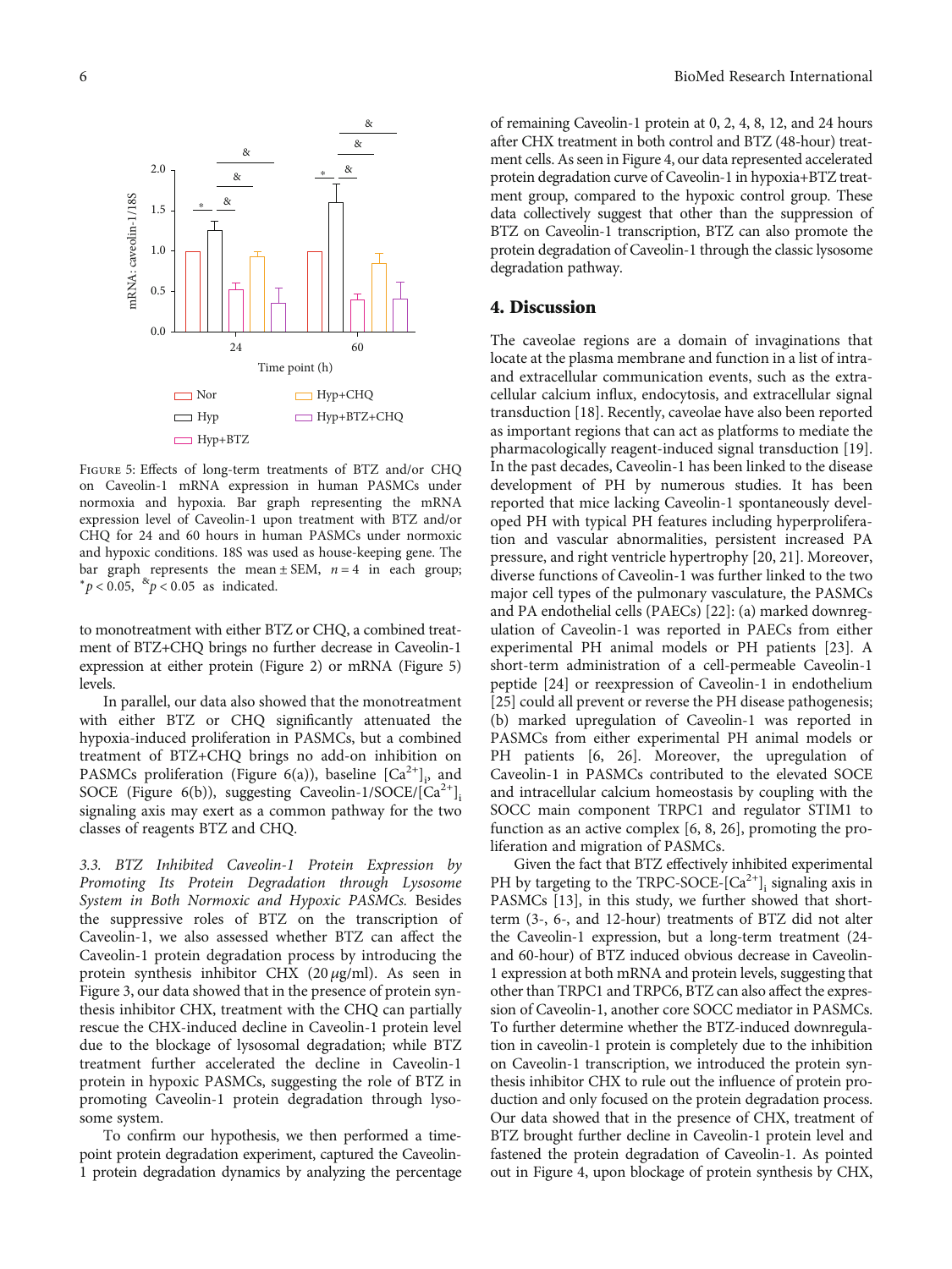Figure 5: Effects of long-term treatments of BTZ and/or CHQ on Caveolin-1 mRNA expression in human PASMCs under normoxia and hypoxia. Bar graph representing the mRNA expression level of Caveolin-1 upon treatment with BTZ and/or CHQ for 24 and 60 hours in human PASMCs under normoxic and hypoxic conditions. 18S was used as house-keeping gene. The bar graph represents the mean ± SEM, $n = 4$ in each group; $^{*}p < 0.05$, $^{\&}p < 0.05$ as indicated.

to monotreatment with either BTZ or CHQ, a combined treatment of BTZ+CHQ brings no further decrease in Caveolin-1 expression at either protein (Figure 2) or mRNA (Figure 5) levels.

In parallel, our data also showed that the monotreatment with either BTZ or CHQ significantly attenuated the hypoxia-induced proliferation in PASMCs, but a combined treatment of BTZ+CHQ brings no add-on inhibition on PASMCs proliferation (Figure 6(a)), baseline $[Ca^{2+}]_i$, and SOCE (Figure 6(b)), suggesting Caveolin-1/SOCE/$[Ca^{2+}]_i$ signaling axis may exert as a common pathway for the two classes of reagents BTZ and CHQ.

*3.3. BTZ Inhibited Caveolin-1 Protein Expression by Promoting Its Protein Degradation through Lysosome System in Both Normoxic and Hypoxic PASMCs.* Besides the suppressive roles of BTZ on the transcription of Caveolin-1, we also assessed whether BTZ can affect the Caveolin-1 protein degradation process by introducing the protein synthesis inhibitor CHX (20 $\mu$g/ml). As seen in Figure 3, our data showed that in the presence of protein synthesis inhibitor CHX, treatment with the CHQ can partially rescue the CHX-induced decline in Caveolin-1 protein level due to the blockage of lysosomal degradation; while BTZ treatment further accelerated the decline in Caveolin-1 protein in hypoxic PASMCs, suggesting the role of BTZ in promoting Caveolin-1 protein degradation through lysosome system.

To confirm our hypothesis, we then performed a time-point protein degradation experiment, captured the Caveolin-1 protein degradation dynamics by analyzing the percentage of remaining Caveolin-1 protein at 0, 2, 4, 8, 12, and 24 hours after CHX treatment in both control and BTZ (48-hour) treatment cells. As seen in Figure 4, our data represented accelerated protein degradation curve of Caveolin-1 in hypoxia+BTZ treatment group, compared to the hypoxic control group. These data collectively suggest that other than the suppression of BTZ on Caveolin-1 transcription, BTZ can also promote the protein degradation of Caveolin-1 through the classic lysosome degradation pathway.

## 4. Discussion

The caveolae regions are a domain of invaginations that locate at the plasma membrane and function in a list of intra- and extracellular communication events, such as the extracellular calcium influx, endocytosis, and extracellular signal transduction [18]. Recently, caveolae have also been reported as important regions that can act as platforms to mediate the pharmacologically reagent-induced signal transduction [19]. In the past decades, Caveolin-1 has been linked to the disease development of PH by numerous studies. It has been reported that mice lacking Caveolin-1 spontaneously developed PH with typical PH features including hyperproliferation and vascular abnormalities, persistent increased PA pressure, and right ventricle hypertrophy [20, 21]. Moreover, diverse functions of Caveolin-1 was further linked to the two major cell types of the pulmonary vasculature, the PASMCs and PA endothelial cells (PAECs) [22]: (a) marked downregulation of Caveolin-1 was reported in PAECs from either experimental PH animal models or PH patients [23]. A short-term administration of a cell-permeable Caveolin-1 peptide [24] or reexpression of Caveolin-1 in endothelium [25] could all prevent or reverse the PH disease pathogenesis; (b) marked upregulation of Caveolin-1 was reported in PASMCs from either experimental PH animal models or PH patients [6, 26]. Moreover, the upregulation of Caveolin-1 in PASMCs contributed to the elevated SOCE and intracellular calcium homeostasis by coupling with the SOCC main component TRPC1 and regulator STIM1 to function as an active complex [6, 8, 26], promoting the proliferation and migration of PASMCs.

Given the fact that BTZ effectively inhibited experimental PH by targeting to the TRPC-SOCE-$[Ca^{2+}]_i$ signaling axis in PASMCs [13], in this study, we further showed that short-term (3-, 6-, and 12-hour) treatments of BTZ did not alter the Caveolin-1 expression, but a long-term treatment (24- and 60-hour) of BTZ induced obvious decrease in Caveolin-1 expression at both mRNA and protein levels, suggesting that other than TRPC1 and TRPC6, BTZ can also affect the expression of Caveolin-1, another core SOCC mediator in PASMCs. To further determine whether the BTZ-induced downregulation in caveolin-1 protein is completely due to the inhibition on Caveolin-1 transcription, we introduced the protein synthesis inhibitor CHX to rule out the influence of protein production and only focused on the protein degradation process. Our data showed that in the presence of CHX, treatment of BTZ brought further decline in Caveolin-1 protein level and fastened the protein degradation of Caveolin-1. As pointed out in Figure 4, upon blockage of protein synthesis by CHX,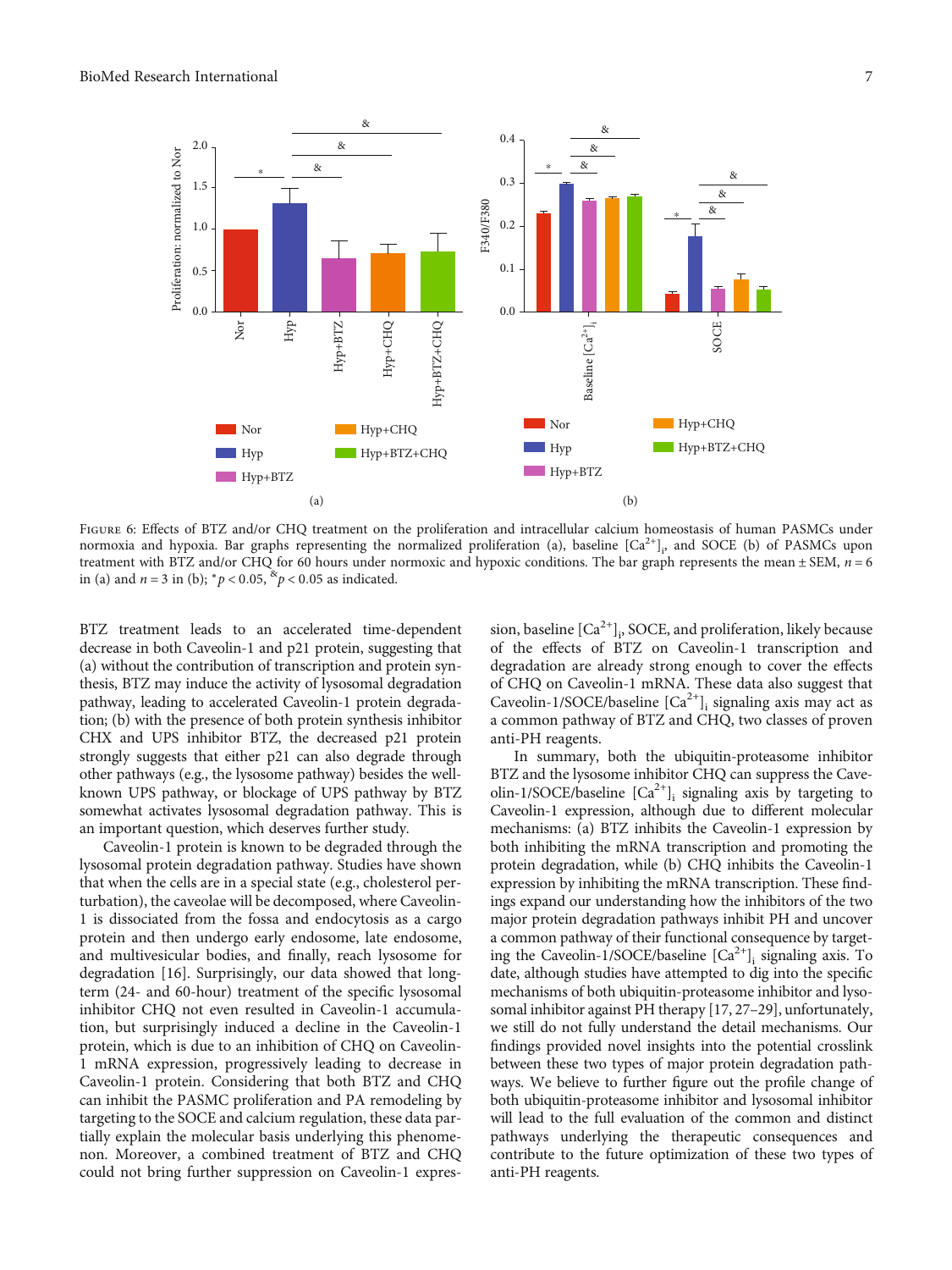Figure 6: Effects of BTZ and/or CHQ treatment on the proliferation and intracellular calcium homeostasis of human PASMCs under normoxia and hypoxia. Bar graphs representing the normalized proliferation (a), baseline $[Ca^{2+}]_i$, and SOCE (b) of PASMCs upon treatment with BTZ and/or CHQ for 60 hours under normoxic and hypoxic conditions. The bar graph represents the mean ± SEM, $n = 6$ in (a) and $n = 3$ in (b); $^{*}p < 0.05$, $^{\&}p < 0.05$ as indicated.

BTZ treatment leads to an accelerated time-dependent decrease in both Caveolin-1 and p21 protein, suggesting that (a) without the contribution of transcription and protein synthesis, BTZ may induce the activity of lysosomal degradation pathway, leading to accelerated Caveolin-1 protein degradation; (b) with the presence of both protein synthesis inhibitor CHX and UPS inhibitor BTZ, the decreased p21 protein strongly suggests that either p21 can also degrade through other pathways (e.g., the lysosome pathway) besides the well-known UPS pathway, or blockage of UPS pathway by BTZ somewhat activates lysosomal degradation pathway. This is an important question, which deserves further study.

Caveolin-1 protein is known to be degraded through the lysosomal protein degradation pathway. Studies have shown that when the cells are in a special state (e.g., cholesterol perturbation), the caveolae will be decomposed, where Caveolin-1 is dissociated from the fossa and endocytosis as a cargo protein and then undergo early endosome, late endosome, and multivesicular bodies, and finally, reach lysosome for degradation [16]. Surprisingly, our data showed that long-term (24- and 60-hour) treatment of the specific lysosomal inhibitor CHQ not even resulted in Caveolin-1 accumulation, but surprisingly induced a decline in the Caveolin-1 protein, which is due to an inhibition of CHQ on Caveolin-1 mRNA expression, progressively leading to decrease in Caveolin-1 protein. Considering that both BTZ and CHQ can inhibit the PASMC proliferation and PA remodeling by targeting to the SOCE and calcium regulation, these data partially explain the molecular basis underlying this phenomenon. Moreover, a combined treatment of BTZ and CHQ could not bring further suppression on Caveolin-1 expression, baseline $[Ca^{2+}]_i$, SOCE, and proliferation, likely because of the effects of BTZ on Caveolin-1 transcription and degradation are already strong enough to cover the effects of CHQ on Caveolin-1 mRNA. These data also suggest that Caveolin-1/SOCE/baseline $[Ca^{2+}]_i$ signaling axis may act as a common pathway of BTZ and CHQ, two classes of proven anti-PH reagents.

In summary, both the ubiquitin-proteasome inhibitor BTZ and the lysosome inhibitor CHQ can suppress the Caveolin-1/SOCE/baseline $[Ca^{2+}]_i$ signaling axis by targeting to Caveolin-1 expression, although due to different molecular mechanisms: (a) BTZ inhibits the Caveolin-1 expression by both inhibiting the mRNA transcription and promoting the protein degradation, while (b) CHQ inhibits the Caveolin-1 expression by inhibiting the mRNA transcription. These findings expand our understanding how the inhibitors of the two major protein degradation pathways inhibit PH and uncover a common pathway of their functional consequence by targeting the Caveolin-1/SOCE/baseline $[Ca^{2+}]_i$ signaling axis. To date, although studies have attempted to dig into the specific mechanisms of both ubiquitin-proteasome inhibitor and lysosomal inhibitor against PH therapy [17, 27–29], unfortunately, we still do not fully understand the detail mechanisms. Our findings provided novel insights into the potential crosslink between these two types of major protein degradation pathways. We believe to further figure out the profile change of both ubiquitin-proteasome inhibitor and lysosomal inhibitor will lead to the full evaluation of the common and distinct pathways underlying the therapeutic consequences and contribute to the future optimization of these two types of anti-PH reagents.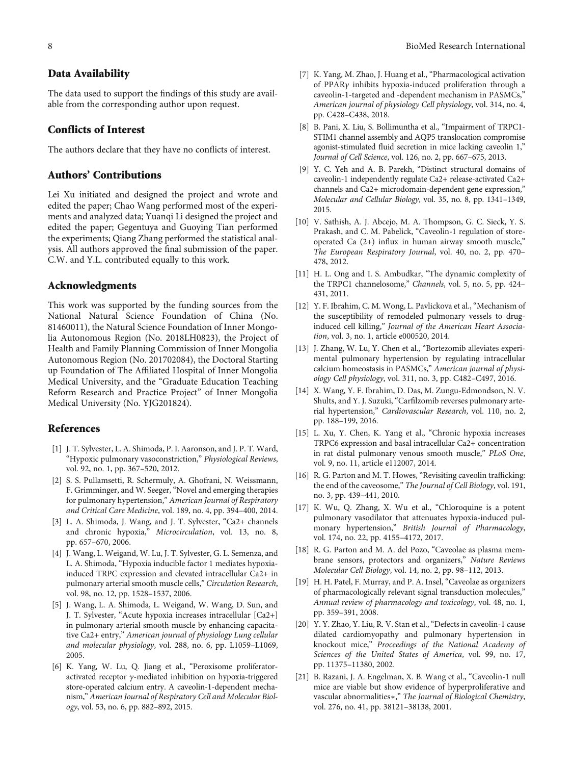## Data Availability

The data used to support the findings of this study are available from the corresponding author upon request.

## Conflicts of Interest

The authors declare that they have no conflicts of interest.

## Authors' Contributions

Lei Xu initiated and designed the project and wrote and edited the paper; Chao Wang performed most of the experiments and analyzed data; Yuanqi Li designed the project and edited the paper; Gegentuya and Guoying Tian performed the experiments; Qiang Zhang performed the statistical analysis. All authors approved the final submission of the paper. C.W. and Y.L. contributed equally to this work.

## Acknowledgments

This work was supported by the funding sources from the National Natural Science Foundation of China (No. 81460011), the Natural Science Foundation of Inner Mongolia Autonomous Region (No. 2018LH0823), the Project of Health and Family Planning Commission of Inner Mongolia Autonomous Region (No. 201702084), the Doctoral Starting up Foundation of The Affiliated Hospital of Inner Mongolia Medical University, and the "Graduate Education Teaching Reform Research and Practice Project" of Inner Mongolia Medical University (No. YJG201824).

## References

[1] J. T. Sylvester, L. A. Shimoda, P. I. Aaronson, and J. P. T. Ward, "Hypoxic pulmonary vasoconstriction," *Physiological Reviews*, vol. 92, no. 1, pp. 367–520, 2012.

[2] S. S. Pullamsetti, R. Schermuly, A. Ghofrani, N. Weissmann, F. Grimminger, and W. Seeger, "Novel and emerging therapies for pulmonary hypertension," *American Journal of Respiratory and Critical Care Medicine*, vol. 189, no. 4, pp. 394–400, 2014.

[3] L. A. Shimoda, J. Wang, and J. T. Sylvester, "Ca2+ channels and chronic hypoxia," *Microcirculation*, vol. 13, no. 8, pp. 657–670, 2006.

[4] J. Wang, L. Weigand, W. Lu, J. T. Sylvester, G. L. Semenza, and L. A. Shimoda, "Hypoxia inducible factor 1 mediates hypoxia-induced TRPC expression and elevated intracellular Ca2+ in pulmonary arterial smooth muscle cells," *Circulation Research*, vol. 98, no. 12, pp. 1528–1537, 2006.

[5] J. Wang, L. A. Shimoda, L. Weigand, W. Wang, D. Sun, and J. T. Sylvester, "Acute hypoxia increases intracellular [Ca2+] in pulmonary arterial smooth muscle by enhancing capacitative Ca2+ entry," *American journal of physiology Lung cellular and molecular physiology*, vol. 288, no. 6, pp. L1059–L1069, 2005.

[6] K. Yang, W. Lu, Q. Jiang et al., "Peroxisome proliferator-activated receptor $\gamma$-mediated inhibition on hypoxia-triggered store-operated calcium entry. A caveolin-1-dependent mechanism," *American Journal of Respiratory Cell and Molecular Biology*, vol. 53, no. 6, pp. 882–892, 2015.

[7] K. Yang, M. Zhao, J. Huang et al., "Pharmacological activation of PPAR$\gamma$ inhibits hypoxia-induced proliferation through a caveolin-1-targeted and -dependent mechanism in PASMCs," *American journal of physiology Cell physiology*, vol. 314, no. 4, pp. C428–C438, 2018.

[8] B. Pani, X. Liu, S. Bollimuntha et al., "Impairment of TRPC1-STIM1 channel assembly and AQP5 translocation compromise agonist-stimulated fluid secretion in mice lacking caveolin 1," *Journal of Cell Science*, vol. 126, no. 2, pp. 667–675, 2013.

[9] Y. C. Yeh and A. B. Parekh, "Distinct structural domains of caveolin-1 independently regulate Ca2+ release-activated Ca2+ channels and Ca2+ microdomain-dependent gene expression," *Molecular and Cellular Biology*, vol. 35, no. 8, pp. 1341–1349, 2015.

[10] V. Sathish, A. J. Abcejo, M. A. Thompson, G. C. Sieck, Y. S. Prakash, and C. M. Pabelick, "Caveolin-1 regulation of store-operated Ca (2+) influx in human airway smooth muscle," *The European Respiratory Journal*, vol. 40, no. 2, pp. 470–478, 2012.

[11] H. L. Ong and I. S. Ambudkar, "The dynamic complexity of the TRPC1 channelosome," *Channels*, vol. 5, no. 5, pp. 424–431, 2011.

[12] Y. F. Ibrahim, C. M. Wong, L. Pavlickova et al., "Mechanism of the susceptibility of remodeled pulmonary vessels to drug-induced cell killing," *Journal of the American Heart Association*, vol. 3, no. 1, article e000520, 2014.

[13] J. Zhang, W. Lu, Y. Chen et al., "Bortezomib alleviates experimental pulmonary hypertension by regulating intracellular calcium homeostasis in PASMCs," *American journal of physiology Cell physiology*, vol. 311, no. 3, pp. C482–C497, 2016.

[14] X. Wang, Y. F. Ibrahim, D. Das, M. Zungu-Edmondson, N. V. Shults, and Y. J. Suzuki, "Carfilzomib reverses pulmonary arterial hypertension," *Cardiovascular Research*, vol. 110, no. 2, pp. 188–199, 2016.

[15] L. Xu, Y. Chen, K. Yang et al., "Chronic hypoxia increases TRPC6 expression and basal intracellular Ca2+ concentration in rat distal pulmonary venous smooth muscle," *PLoS One*, vol. 9, no. 11, article e112007, 2014.

[16] R. G. Parton and M. T. Howes, "Revisiting caveolin trafficking: the end of the caveosome," *The Journal of Cell Biology*, vol. 191, no. 3, pp. 439–441, 2010.

[17] K. Wu, Q. Zhang, X. Wu et al., "Chloroquine is a potent pulmonary vasodilator that attenuates hypoxia-induced pulmonary hypertension," *British Journal of Pharmacology*, vol. 174, no. 22, pp. 4155–4172, 2017.

[18] R. G. Parton and M. A. del Pozo, "Caveolae as plasma membrane sensors, protectors and organizers," *Nature Reviews Molecular Cell Biology*, vol. 14, no. 2, pp. 98–112, 2013.

[19] H. H. Patel, F. Murray, and P. A. Insel, "Caveolae as organizers of pharmacologically relevant signal transduction molecules," *Annual review of pharmacology and toxicology*, vol. 48, no. 1, pp. 359–391, 2008.

[20] Y. Y. Zhao, Y. Liu, R. V. Stan et al., "Defects in caveolin-1 cause dilated cardiomyopathy and pulmonary hypertension in knockout mice," *Proceedings of the National Academy of Sciences of the United States of America*, vol. 99, no. 17, pp. 11375–11380, 2002.

[21] B. Razani, J. A. Engelman, X. B. Wang et al., "Caveolin-1 null mice are viable but show evidence of hyperproliferative and vascular abnormalities∗," *The Journal of Biological Chemistry*, vol. 276, no. 41, pp. 38121–38138, 2001.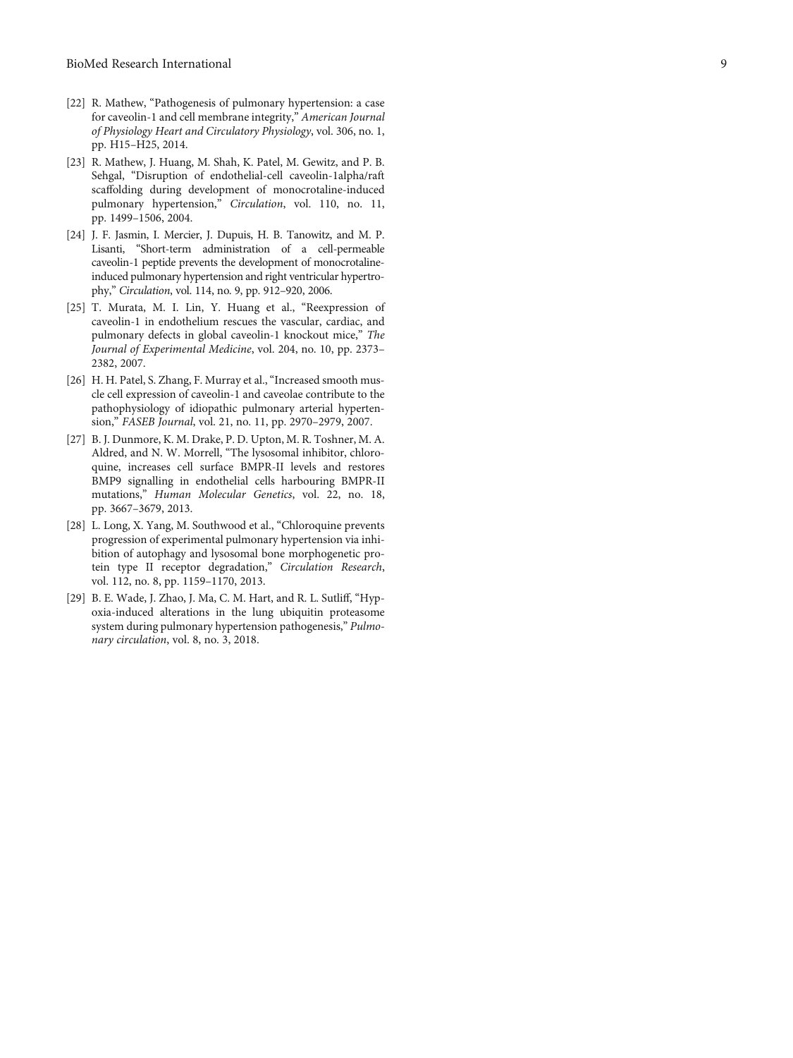[22] R. Mathew, "Pathogenesis of pulmonary hypertension: a case for caveolin-1 and cell membrane integrity," *American Journal of Physiology Heart and Circulatory Physiology*, vol. 306, no. 1, pp. H15–H25, 2014.

[23] R. Mathew, J. Huang, M. Shah, K. Patel, M. Gewitz, and P. B. Sehgal, "Disruption of endothelial-cell caveolin-1alpha/raft scaffolding during development of monocrotaline-induced pulmonary hypertension," *Circulation*, vol. 110, no. 11, pp. 1499–1506, 2004.

[24] J. F. Jasmin, I. Mercier, J. Dupuis, H. B. Tanowitz, and M. P. Lisanti, "Short-term administration of a cell-permeable caveolin-1 peptide prevents the development of monocrotaline-induced pulmonary hypertension and right ventricular hypertrophy," *Circulation*, vol. 114, no. 9, pp. 912–920, 2006.

[25] T. Murata, M. I. Lin, Y. Huang et al., "Reexpression of caveolin-1 in endothelium rescues the vascular, cardiac, and pulmonary defects in global caveolin-1 knockout mice," *The Journal of Experimental Medicine*, vol. 204, no. 10, pp. 2373–2382, 2007.

[26] H. H. Patel, S. Zhang, F. Murray et al., "Increased smooth muscle cell expression of caveolin-1 and caveolae contribute to the pathophysiology of idiopathic pulmonary arterial hypertension," *FASEB Journal*, vol. 21, no. 11, pp. 2970–2979, 2007.

[27] B. J. Dunmore, K. M. Drake, P. D. Upton, M. R. Toshner, M. A. Aldred, and N. W. Morrell, "The lysosomal inhibitor, chloroquine, increases cell surface BMPR-II levels and restores BMP9 signalling in endothelial cells harbouring BMPR-II mutations," *Human Molecular Genetics*, vol. 22, no. 18, pp. 3667–3679, 2013.

[28] L. Long, X. Yang, M. Southwood et al., "Chloroquine prevents progression of experimental pulmonary hypertension via inhibition of autophagy and lysosomal bone morphogenetic protein type II receptor degradation," *Circulation Research*, vol. 112, no. 8, pp. 1159–1170, 2013.

[29] B. E. Wade, J. Zhao, J. Ma, C. M. Hart, and R. L. Sutliff, "Hypoxia-induced alterations in the lung ubiquitin proteasome system during pulmonary hypertension pathogenesis," *Pulmonary circulation*, vol. 8, no. 3, 2018.